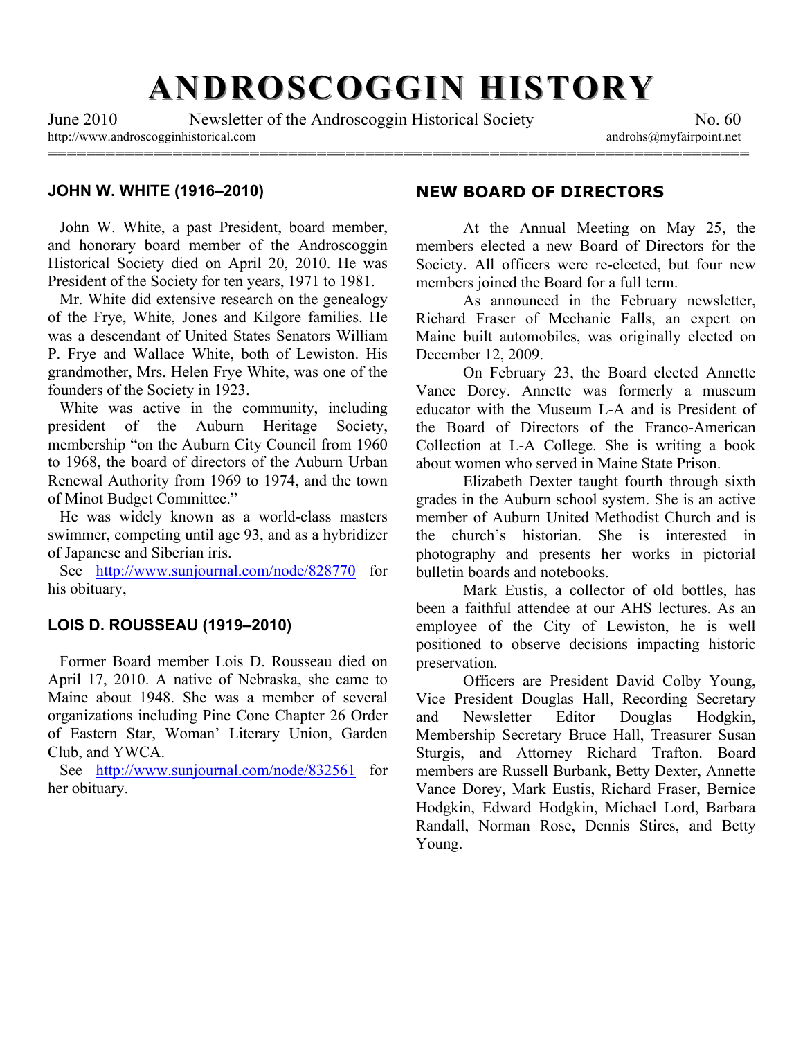# ANDROSCOGGIN HISTORY

June 2010 Newsletter of the Androscoggin Historical Society No. 60

http://www.androscogginhistorical.com androhs@myfairpoint.net

## JOHN W. WHITE (1916–2010)

John W. White, a past President, board member, and honorary board member of the Androscoggin Historical Society died on April 20, 2010. He was President of the Society for ten years, 1971 to 1981.

Mr. White did extensive research on the genealogy of the Frye, White, Jones and Kilgore families. He was a descendant of United States Senators William P. Frye and Wallace White, both of Lewiston. His grandmother, Mrs. Helen Frye White, was one of the founders of the Society in 1923.

White was active in the community, including president of the Auburn Heritage Society, membership "on the Auburn City Council from 1960 to 1968, the board of directors of the Auburn Urban Renewal Authority from 1969 to 1974, and the town of Minot Budget Committee."

He was widely known as a world-class masters swimmer, competing until age 93, and as a hybridizer of Japanese and Siberian iris.

See http://www.sunjournal.com/node/828770 for his obituary,

## LOIS D. ROUSSEAU (1919–2010)

Former Board member Lois D. Rousseau died on April 17, 2010. A native of Nebraska, she came to Maine about 1948. She was a member of several organizations including Pine Cone Chapter 26 Order of Eastern Star, Woman' Literary Union, Garden Club, and YWCA.

See http://www.sunjournal.com/node/832561 for her obituary.

## NEW BOARD OF DIRECTORS

At the Annual Meeting on May 25, the members elected a new Board of Directors for the Society. All officers were re-elected, but four new members joined the Board for a full term.

As announced in the February newsletter, Richard Fraser of Mechanic Falls, an expert on Maine built automobiles, was originally elected on December 12, 2009.

On February 23, the Board elected Annette Vance Dorey. Annette was formerly a museum educator with the Museum L-A and is President of the Board of Directors of the Franco-American Collection at L-A College. She is writing a book about women who served in Maine State Prison.

Elizabeth Dexter taught fourth through sixth grades in the Auburn school system. She is an active member of Auburn United Methodist Church and is the church's historian. She is interested in photography and presents her works in pictorial bulletin boards and notebooks.

Mark Eustis, a collector of old bottles, has been a faithful attendee at our AHS lectures. As an employee of the City of Lewiston, he is well positioned to observe decisions impacting historic preservation.

Officers are President David Colby Young, Vice President Douglas Hall, Recording Secretary and Newsletter Editor Douglas Hodgkin, Membership Secretary Bruce Hall, Treasurer Susan Sturgis, and Attorney Richard Trafton. Board members are Russell Burbank, Betty Dexter, Annette Vance Dorey, Mark Eustis, Richard Fraser, Bernice Hodgkin, Edward Hodgkin, Michael Lord, Barbara Randall, Norman Rose, Dennis Stires, and Betty Young.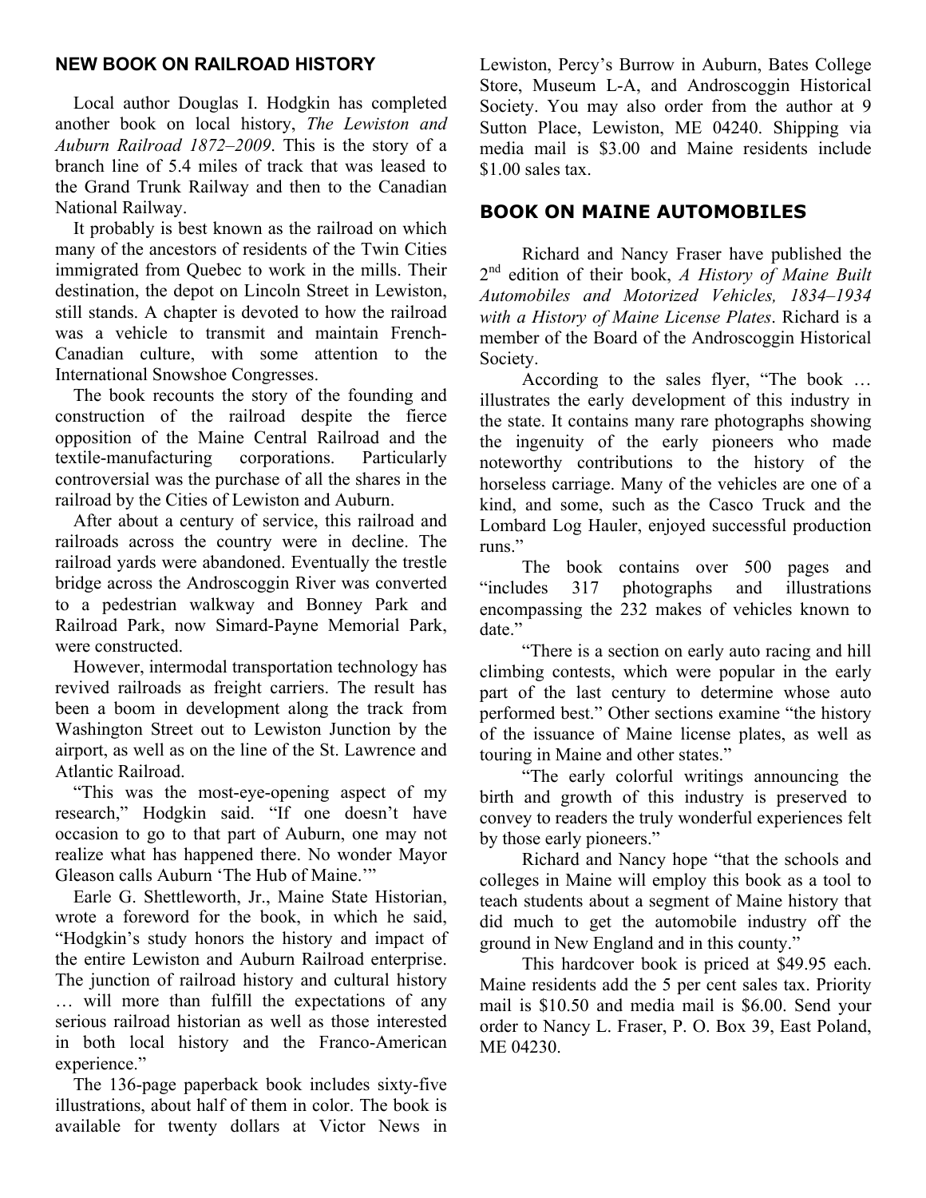## NEW BOOK ON RAILROAD HISTORY

Local author Douglas I. Hodgkin has completed another book on local history, *The Lewiston and Auburn Railroad 1872–2009*. This is the story of a branch line of 5.4 miles of track that was leased to the Grand Trunk Railway and then to the Canadian National Railway.

It probably is best known as the railroad on which many of the ancestors of residents of the Twin Cities immigrated from Quebec to work in the mills. Their destination, the depot on Lincoln Street in Lewiston, still stands. A chapter is devoted to how the railroad was a vehicle to transmit and maintain French-Canadian culture, with some attention to the International Snowshoe Congresses.

The book recounts the story of the founding and construction of the railroad despite the fierce opposition of the Maine Central Railroad and the textile-manufacturing corporations. Particularly controversial was the purchase of all the shares in the railroad by the Cities of Lewiston and Auburn.

After about a century of service, this railroad and railroads across the country were in decline. The railroad yards were abandoned. Eventually the trestle bridge across the Androscoggin River was converted to a pedestrian walkway and Bonney Park and Railroad Park, now Simard-Payne Memorial Park, were constructed.

However, intermodal transportation technology has revived railroads as freight carriers. The result has been a boom in development along the track from Washington Street out to Lewiston Junction by the airport, as well as on the line of the St. Lawrence and Atlantic Railroad.

"This was the most-eye-opening aspect of my research," Hodgkin said. "If one doesn't have occasion to go to that part of Auburn, one may not realize what has happened there. No wonder Mayor Gleason calls Auburn 'The Hub of Maine.'"

Earle G. Shettleworth, Jr., Maine State Historian, wrote a foreword for the book, in which he said, "Hodgkin's study honors the history and impact of the entire Lewiston and Auburn Railroad enterprise. The junction of railroad history and cultural history … will more than fulfill the expectations of any serious railroad historian as well as those interested in both local history and the Franco-American experience."

The 136-page paperback book includes sixty-five illustrations, about half of them in color. The book is available for twenty dollars at Victor News in Lewiston, Percy's Burrow in Auburn, Bates College Store, Museum L-A, and Androscoggin Historical Society. You may also order from the author at 9 Sutton Place, Lewiston, ME 04240. Shipping via media mail is $3.00 and Maine residents include $1.00 sales tax.

## BOOK ON MAINE AUTOMOBILES

Richard and Nancy Fraser have published the 2nd edition of their book, *A History of Maine Built Automobiles and Motorized Vehicles, 1834–1934 with a History of Maine License Plates*. Richard is a member of the Board of the Androscoggin Historical Society.

According to the sales flyer, "The book … illustrates the early development of this industry in the state. It contains many rare photographs showing the ingenuity of the early pioneers who made noteworthy contributions to the history of the horseless carriage. Many of the vehicles are one of a kind, and some, such as the Casco Truck and the Lombard Log Hauler, enjoyed successful production runs."

The book contains over 500 pages and "includes 317 photographs and illustrations encompassing the 232 makes of vehicles known to date."

"There is a section on early auto racing and hill climbing contests, which were popular in the early part of the last century to determine whose auto performed best." Other sections examine "the history of the issuance of Maine license plates, as well as touring in Maine and other states."

"The early colorful writings announcing the birth and growth of this industry is preserved to convey to readers the truly wonderful experiences felt by those early pioneers."

Richard and Nancy hope "that the schools and colleges in Maine will employ this book as a tool to teach students about a segment of Maine history that did much to get the automobile industry off the ground in New England and in this county."

This hardcover book is priced at $49.95 each. Maine residents add the 5 per cent sales tax. Priority mail is $10.50 and media mail is $6.00. Send your order to Nancy L. Fraser, P. O. Box 39, East Poland, ME 04230.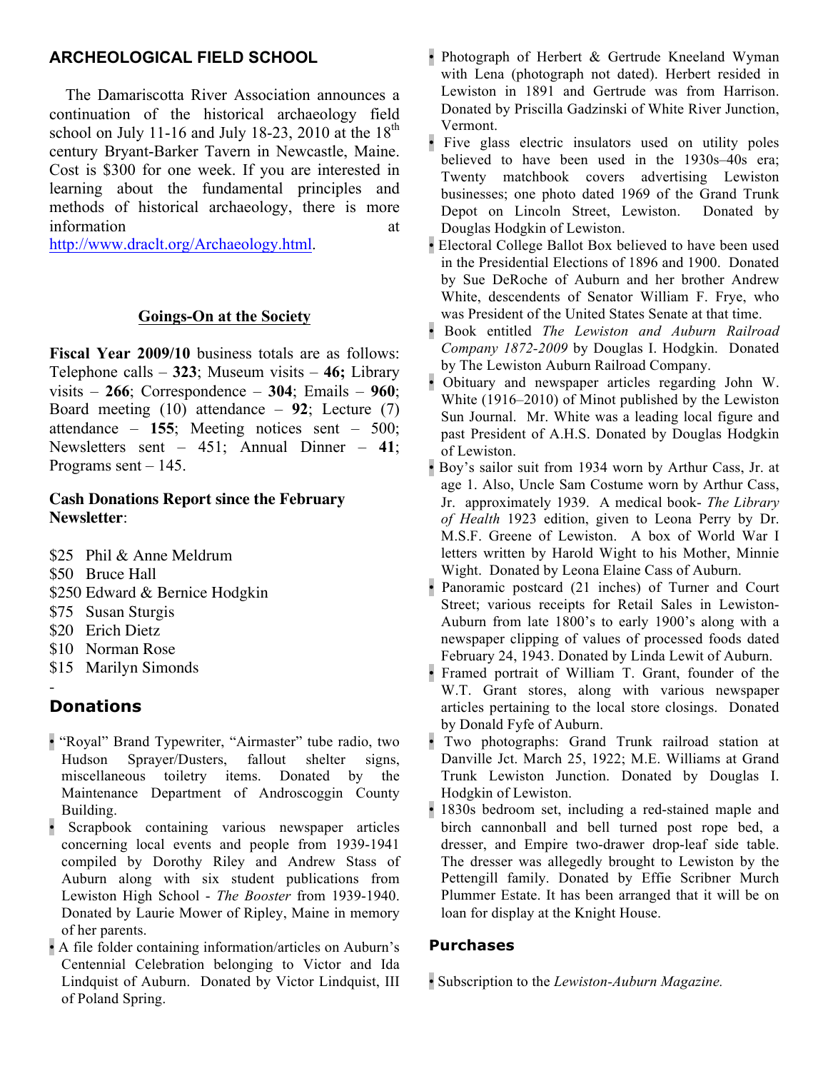## ARCHEOLOGICAL FIELD SCHOOL

The Damariscotta River Association announces a continuation of the historical archaeology field school on July 11-16 and July 18-23, 2010 at the 18th century Bryant-Barker Tavern in Newcastle, Maine. Cost is $300 for one week. If you are interested in learning about the fundamental principles and methods of historical archaeology, there is more information at http://www.draclt.org/Archaeology.html.

## Goings-On at the Society

**Fiscal Year 2009/10** business totals are as follows: Telephone calls – **323**; Museum visits – **46;** Library visits – **266**; Correspondence – **304**; Emails – **960**; Board meeting (10) attendance – **92**; Lecture (7) attendance – **155**; Meeting notices sent – 500; Newsletters sent – 451; Annual Dinner – **41**; Programs sent – 145.

**Cash Donations Report since the February Newsletter**:

$25 Phil & Anne Meldrum
$50 Bruce Hall
$250 Edward & Bernice Hodgkin
$75 Susan Sturgis
$20 Erich Dietz
$10 Norman Rose
$15 Marilyn Simonds

-

## Donations

- "Royal" Brand Typewriter, "Airmaster" tube radio, two Hudson Sprayer/Dusters, fallout shelter signs, miscellaneous toiletry items. Donated by the Maintenance Department of Androscoggin County Building.
- Scrapbook containing various newspaper articles concerning local events and people from 1939-1941 compiled by Dorothy Riley and Andrew Stass of Auburn along with six student publications from Lewiston High School - *The Booster* from 1939-1940. Donated by Laurie Mower of Ripley, Maine in memory of her parents.
- A file folder containing information/articles on Auburn's Centennial Celebration belonging to Victor and Ida Lindquist of Auburn. Donated by Victor Lindquist, III of Poland Spring.
- Photograph of Herbert & Gertrude Kneeland Wyman with Lena (photograph not dated). Herbert resided in Lewiston in 1891 and Gertrude was from Harrison. Donated by Priscilla Gadzinski of White River Junction, Vermont.
- Five glass electric insulators used on utility poles believed to have been used in the 1930s–40s era; Twenty matchbook covers advertising Lewiston businesses; one photo dated 1969 of the Grand Trunk Depot on Lincoln Street, Lewiston. Donated by Douglas Hodgkin of Lewiston.
- Electoral College Ballot Box believed to have been used in the Presidential Elections of 1896 and 1900. Donated by Sue DeRoche of Auburn and her brother Andrew White, descendents of Senator William F. Frye, who was President of the United States Senate at that time.
- Book entitled *The Lewiston and Auburn Railroad Company 1872-2009* by Douglas I. Hodgkin. Donated by The Lewiston Auburn Railroad Company.
- Obituary and newspaper articles regarding John W. White (1916–2010) of Minot published by the Lewiston Sun Journal. Mr. White was a leading local figure and past President of A.H.S. Donated by Douglas Hodgkin of Lewiston.
- Boy's sailor suit from 1934 worn by Arthur Cass, Jr. at age 1. Also, Uncle Sam Costume worn by Arthur Cass, Jr. approximately 1939. A medical book- *The Library of Health* 1923 edition, given to Leona Perry by Dr. M.S.F. Greene of Lewiston. A box of World War I letters written by Harold Wight to his Mother, Minnie Wight. Donated by Leona Elaine Cass of Auburn.
- Panoramic postcard (21 inches) of Turner and Court Street; various receipts for Retail Sales in Lewiston-Auburn from late 1800's to early 1900's along with a newspaper clipping of values of processed foods dated February 24, 1943. Donated by Linda Lewit of Auburn.
- Framed portrait of William T. Grant, founder of the W.T. Grant stores, along with various newspaper articles pertaining to the local store closings. Donated by Donald Fyfe of Auburn.
- Two photographs: Grand Trunk railroad station at Danville Jct. March 25, 1922; M.E. Williams at Grand Trunk Lewiston Junction. Donated by Douglas I. Hodgkin of Lewiston.
- 1830s bedroom set, including a red-stained maple and birch cannonball and bell turned post rope bed, a dresser, and Empire two-drawer drop-leaf side table. The dresser was allegedly brought to Lewiston by the Pettengill family. Donated by Effie Scribner Murch Plummer Estate. It has been arranged that it will be on loan for display at the Knight House.

## Purchases

- Subscription to the *Lewiston-Auburn Magazine.*